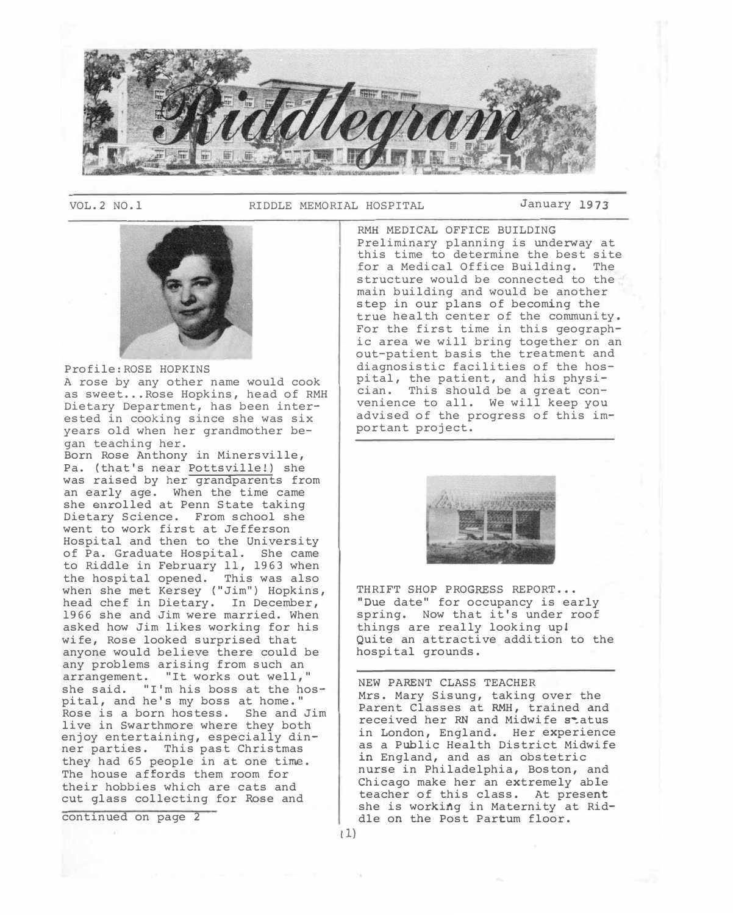# Riddlegram

VOL.2 NO.1 — RIDDLE MEMORIAL HOSPITAL — January 1973

## Profile: ROSE HOPKINS

A rose by any other name would cook as sweet...Rose Hopkins, head of RMH Dietary Department, has been interested in cooking since she was six years old when her grandmother began teaching her.

Born Rose Anthony in Minersville, Pa. (that's near Pottsville!) she was raised by her grandparents from an early age. When the time came she enrolled at Penn State taking Dietary Science. From school she went to work first at Jefferson Hospital and then to the University of Pa. Graduate Hospital. She came to Riddle in February 11, 1963 when the hospital opened. This was also when she met Kersey ("Jim") Hopkins, head chef in Dietary. In December, 1966 she and Jim were married. When asked how Jim likes working for his wife, Rose looked surprised that anyone would believe there could be any problems arising from such an arrangement. "It works out well," she said. "I'm his boss at the hospital, and he's my boss at home." Rose is a born hostess. She and Jim live in Swarthmore where they both enjoy entertaining, especially dinner parties. This past Christmas they had 65 people in at one time. The house affords them room for their hobbies which are cats and cut glass collecting for Rose and

continued on page 2

## RMH MEDICAL OFFICE BUILDING

Preliminary planning is underway at this time to determine the best site for a Medical Office Building. The structure would be connected to the main building and would be another step in our plans of becoming the true health center of the community. For the first time in this geographic area we will bring together on an out-patient basis the treatment and diagnosistic facilities of the hospital, the patient, and his physician. This should be a great convenience to all. We will keep you advised of the progress of this important project.

## THRIFT SHOP PROGRESS REPORT...

"Due date" for occupancy is early spring. Now that it's under roof things are really looking up! Quite an attractive addition to the hospital grounds.

## NEW PARENT CLASS TEACHER

Mrs. Mary Sisung, taking over the Parent Classes at RMH, trained and received her RN and Midwife status in London, England. Her experience as a Public Health District Midwife in England, and as an obstetric nurse in Philadelphia, Boston, and Chicago make her an extremely able teacher of this class. At present she is working in Maternity at Riddle on the Post Partum floor.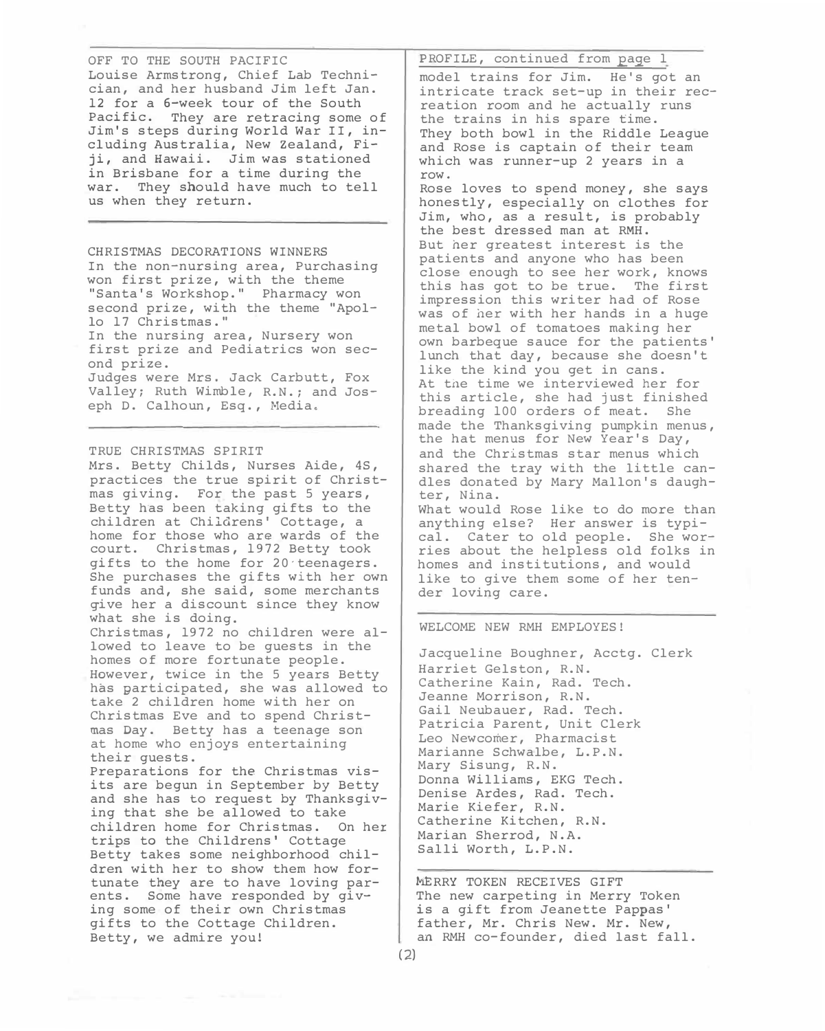## OFF TO THE SOUTH PACIFIC

Louise Armstrong, Chief Lab Technician, and her husband Jim left Jan. 12 for a 6-week tour of the South Pacific. They are retracing some of Jim's steps during World War II, including Australia, New Zealand, Fiji, and Hawaii. Jim was stationed in Brisbane for a time during the war. They should have much to tell us when they return.

## CHRISTMAS DECORATIONS WINNERS

In the non-nursing area, Purchasing won first prize, with the theme "Santa's Workshop." Pharmacy won second prize, with the theme "Apollo 17 Christmas."

In the nursing area, Nursery won first prize and Pediatrics won second prize.

Judges were Mrs. Jack Carbutt, Fox Valley; Ruth Wimble, R.N.; and Joseph D. Calhoun, Esq., Media.

## TRUE CHRISTMAS SPIRIT

Mrs. Betty Childs, Nurses Aide, 4S, practices the true spirit of Christmas giving. For the past 5 years, Betty has been taking gifts to the children at Childrens' Cottage, a home for those who are wards of the court. Christmas, 1972 Betty took gifts to the home for 20 teenagers. She purchases the gifts with her own funds and, she said, some merchants give her a discount since they know what she is doing.

Christmas, 1972 no children were allowed to leave to be guests in the homes of more fortunate people. However, twice in the 5 years Betty has participated, she was allowed to take 2 children home with her on Christmas Eve and to spend Christmas Day. Betty has a teenage son at home who enjoys entertaining their guests.

Preparations for the Christmas visits are begun in September by Betty and she has to request by Thanksgiving that she be allowed to take children home for Christmas. On her trips to the Childrens' Cottage Betty takes some neighborhood children with her to show them how fortunate they are to have loving parents. Some have responded by giving some of their own Christmas gifts to the Cottage Children.

Betty, we admire you!

## PROFILE, continued from page 1

model trains for Jim. He's got an intricate track set-up in their recreation room and he actually runs the trains in his spare time.

They both bowl in the Riddle League and Rose is captain of their team which was runner-up 2 years in a row.

Rose loves to spend money, she says honestly, especially on clothes for Jim, who, as a result, is probably the best dressed man at RMH.

But her greatest interest is the patients and anyone who has been close enough to see her work, knows this has got to be true. The first impression this writer had of Rose was of her with her hands in a huge metal bowl of tomatoes making her own barbeque sauce for the patients' lunch that day, because she doesn't like the kind you get in cans.

At the time we interviewed her for this article, she had just finished breading 100 orders of meat. She made the Thanksgiving pumpkin menus, the hat menus for New Year's Day, and the Christmas star menus which shared the tray with the little candles donated by Mary Mallon's daughter, Nina.

What would Rose like to do more than anything else? Her answer is typical. Cater to old people. She worries about the helpless old folks in homes and institutions, and would like to give them some of her tender loving care.

## WELCOME NEW RMH EMPLOYES!

Jacqueline Boughner, Acctg. Clerk
Harriet Gelston, R.N.
Catherine Kain, Rad. Tech.
Jeanne Morrison, R.N.
Gail Neubauer, Rad. Tech.
Patricia Parent, Unit Clerk
Leo Newcomer, Pharmacist
Marianne Schwalbe, L.P.N.
Mary Sisung, R.N.
Donna Williams, EKG Tech.
Denise Ardes, Rad. Tech.
Marie Kiefer, R.N.
Catherine Kitchen, R.N.
Marian Sherrod, N.A.
Salli Worth, L.P.N.

## MERRY TOKEN RECEIVES GIFT

The new carpeting in Merry Token is a gift from Jeanette Pappas' father, Mr. Chris New. Mr. New, an RMH co-founder, died last fall.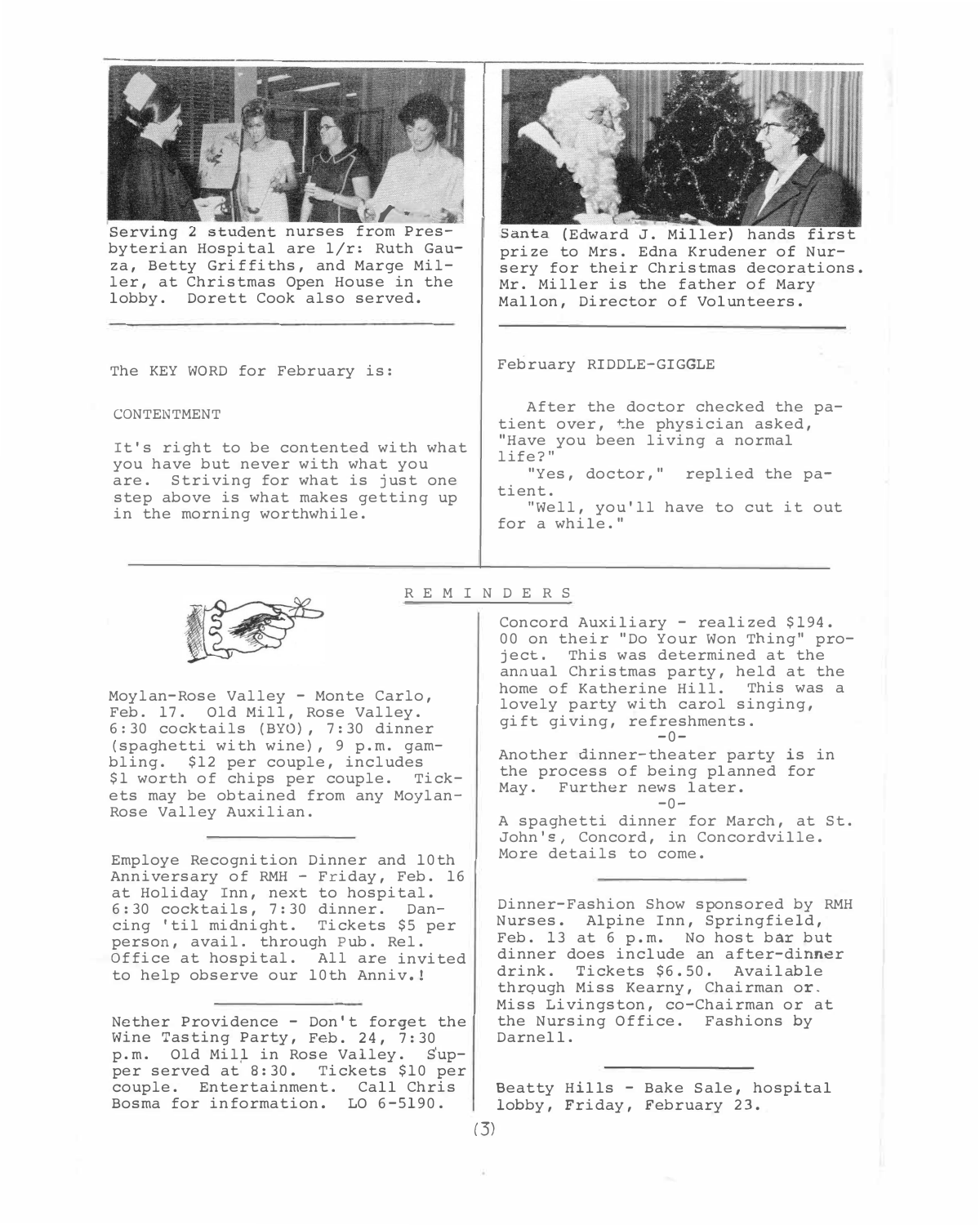Serving 2 student nurses from Presbyterian Hospital are l/r: Ruth Gauza, Betty Griffiths, and Marge Miller, at Christmas Open House in the lobby. Dorett Cook also served.

Santa (Edward J. Miller) hands first prize to Mrs. Edna Krudener of Nursery for their Christmas decorations. Mr. Miller is the father of Mary Mallon, Director of Volunteers.

The KEY WORD for February is:

CONTENTMENT

It's right to be contented with what you have but never with what you are. Striving for what is just one step above is what makes getting up in the morning worthwhile.

February RIDDLE-GIGGLE

After the doctor checked the patient over, the physician asked, "Have you been living a normal life?"

"Yes, doctor," replied the patient.

"Well, you'll have to cut it out for a while."

## REMINDERS

Moylan-Rose Valley - Monte Carlo, Feb. 17. Old Mill, Rose Valley. 6:30 cocktails (BYO), 7:30 dinner (spaghetti with wine), 9 p.m. gambling. $12 per couple, includes $1 worth of chips per couple. Tickets may be obtained from any Moylan-Rose Valley Auxilian.

---

Employe Recognition Dinner and 10th Anniversary of RMH - Friday, Feb. 16 at Holiday Inn, next to hospital. 6:30 cocktails, 7:30 dinner. Dancing 'til midnight. Tickets $5 per person, avail. through Pub. Rel. Office at hospital. All are invited to help observe our 10th Anniv.!

---

Nether Providence - Don't forget the Wine Tasting Party, Feb. 24, 7:30 p.m. Old Mill in Rose Valley. Supper served at 8:30. Tickets $10 per couple. Entertainment. Call Chris Bosma for information. LO 6-5190.

Concord Auxiliary - realized $194.00 on their "Do Your Won Thing" project. This was determined at the annual Christmas party, held at the home of Katherine Hill. This was a lovely party with carol singing, gift giving, refreshments.

-0-

Another dinner-theater party is in the process of being planned for May. Further news later.

-0-

A spaghetti dinner for March, at St. John's, Concord, in Concordville. More details to come.

---

Dinner-Fashion Show sponsored by RMH Nurses. Alpine Inn, Springfield, Feb. 13 at 6 p.m. No host bar but dinner does include an after-dinner drink. Tickets $6.50. Available through Miss Kearny, Chairman or Miss Livingston, co-Chairman or at the Nursing Office. Fashions by Darnell.

---

Beatty Hills - Bake Sale, hospital lobby, Friday, February 23.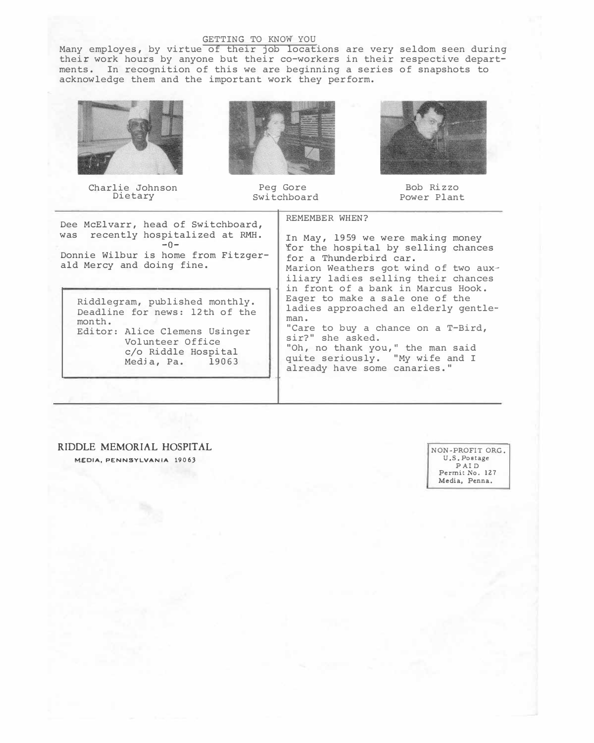## GETTING TO KNOW YOU

Many employes, by virtue of their job locations are very seldom seen during their work hours by anyone but their co-workers in their respective departments. In recognition of this we are beginning a series of snapshots to acknowledge them and the important work they perform.

Charlie Johnson
Dietary

Peg Gore
Switchboard

Bob Rizzo
Power Plant

Dee McElvarr, head of Switchboard, was recently hospitalized at RMH.

-0-

Donnie Wilbur is home from Fitzgerald Mercy and doing fine.

Riddlegram, published monthly.
Deadline for news: 12th of the month.
Editor: Alice Clemens Usinger
Volunteer Office
c/o Riddle Hospital
Media, Pa. 19063

### REMEMBER WHEN?

In May, 1959 we were making money for the hospital by selling chances for a Thunderbird car.
Marion Weathers got wind of two auxiliary ladies selling their chances in front of a bank in Marcus Hook.
Eager to make a sale one of the ladies approached an elderly gentleman.
"Care to buy a chance on a T-Bird, sir?" she asked.
"Oh, no thank you," the man said quite seriously. "My wife and I already have some canaries."

RIDDLE MEMORIAL HOSPITAL
MEDIA, PENNSYLVANIA 19063

NON-PROFIT ORG.
U.S. Postage
PAID
Permit No. 127
Media, Penna.